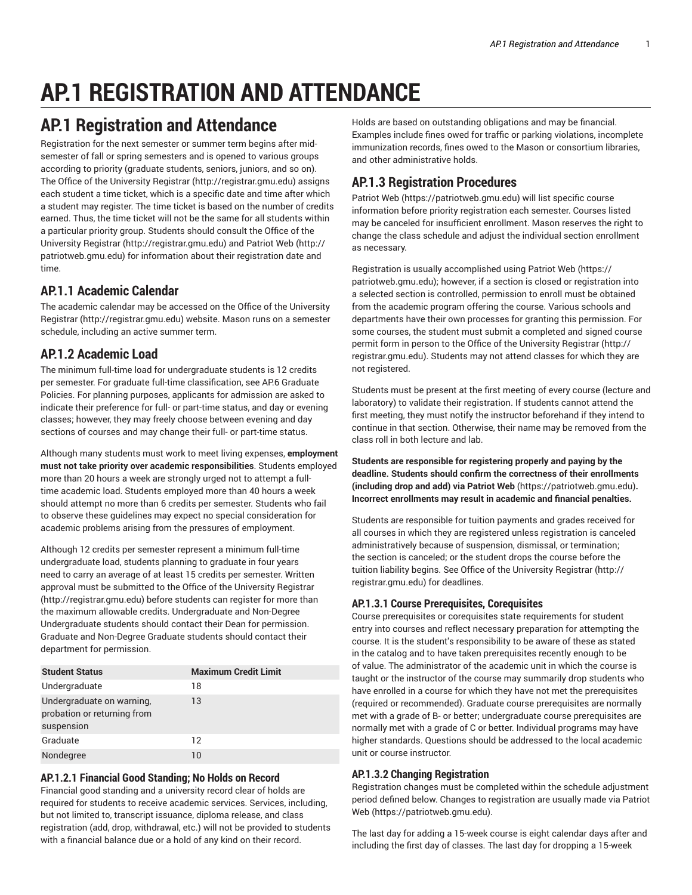# AP.1 REGISTRATION AND ATTENDANCE

## AP.1 Registration and Attendance

Registration for the next semester or summer term begins after mid-semester of fall or spring semesters and is opened to various groups according to priority (graduate students, seniors, juniors, and so on). The Office of the University Registrar (http://registrar.gmu.edu) assigns each student a time ticket, which is a specific date and time after which a student may register. The time ticket is based on the number of credits earned. Thus, the time ticket will not be the same for all students within a particular priority group. Students should consult the Office of the University Registrar (http://registrar.gmu.edu) and Patriot Web (http://patriotweb.gmu.edu) for information about their registration date and time.

### AP.1.1 Academic Calendar

The academic calendar may be accessed on the Office of the University Registrar (http://registrar.gmu.edu) website. Mason runs on a semester schedule, including an active summer term.

### AP.1.2 Academic Load

The minimum full-time load for undergraduate students is 12 credits per semester. For graduate full-time classification, see AP.6 Graduate Policies. For planning purposes, applicants for admission are asked to indicate their preference for full- or part-time status, and day or evening classes; however, they may freely choose between evening and day sections of courses and may change their full- or part-time status.

Although many students must work to meet living expenses, **employment must not take priority over academic responsibilities**. Students employed more than 20 hours a week are strongly urged not to attempt a full-time academic load. Students employed more than 40 hours a week should attempt no more than 6 credits per semester. Students who fail to observe these guidelines may expect no special consideration for academic problems arising from the pressures of employment.

Although 12 credits per semester represent a minimum full-time undergraduate load, students planning to graduate in four years need to carry an average of at least 15 credits per semester. Written approval must be submitted to the Office of the University Registrar (http://registrar.gmu.edu) before students can register for more than the maximum allowable credits. Undergraduate and Non-Degree Undergraduate students should contact their Dean for permission. Graduate and Non-Degree Graduate students should contact their department for permission.

| Student Status | Maximum Credit Limit |
|---|---|
| Undergraduate | 18 |
| Undergraduate on warning, probation or returning from suspension | 13 |
| Graduate | 12 |
| Nondegree | 10 |

#### AP.1.2.1 Financial Good Standing; No Holds on Record

Financial good standing and a university record clear of holds are required for students to receive academic services. Services, including, but not limited to, transcript issuance, diploma release, and class registration (add, drop, withdrawal, etc.) will not be provided to students with a financial balance due or a hold of any kind on their record.

Holds are based on outstanding obligations and may be financial. Examples include fines owed for traffic or parking violations, incomplete immunization records, fines owed to the Mason or consortium libraries, and other administrative holds.

### AP.1.3 Registration Procedures

Patriot Web (https://patriotweb.gmu.edu) will list specific course information before priority registration each semester. Courses listed may be canceled for insufficient enrollment. Mason reserves the right to change the class schedule and adjust the individual section enrollment as necessary.

Registration is usually accomplished using Patriot Web (https://patriotweb.gmu.edu); however, if a section is closed or registration into a selected section is controlled, permission to enroll must be obtained from the academic program offering the course. Various schools and departments have their own processes for granting this permission. For some courses, the student must submit a completed and signed course permit form in person to the Office of the University Registrar (http://registrar.gmu.edu). Students may not attend classes for which they are not registered.

Students must be present at the first meeting of every course (lecture and laboratory) to validate their registration. If students cannot attend the first meeting, they must notify the instructor beforehand if they intend to continue in that section. Otherwise, their name may be removed from the class roll in both lecture and lab.

**Students are responsible for registering properly and paying by the deadline. Students should confirm the correctness of their enrollments (including drop and add) via Patriot Web** (https://patriotweb.gmu.edu)**. Incorrect enrollments may result in academic and financial penalties.**

Students are responsible for tuition payments and grades received for all courses in which they are registered unless registration is canceled administratively because of suspension, dismissal, or termination; the section is canceled; or the student drops the course before the tuition liability begins. See Office of the University Registrar (http://registrar.gmu.edu) for deadlines.

#### AP.1.3.1 Course Prerequisites, Corequisites

Course prerequisites or corequisites state requirements for student entry into courses and reflect necessary preparation for attempting the course. It is the student's responsibility to be aware of these as stated in the catalog and to have taken prerequisites recently enough to be of value. The administrator of the academic unit in which the course is taught or the instructor of the course may summarily drop students who have enrolled in a course for which they have not met the prerequisites (required or recommended). Graduate course prerequisites are normally met with a grade of B- or better; undergraduate course prerequisites are normally met with a grade of C or better. Individual programs may have higher standards. Questions should be addressed to the local academic unit or course instructor.

#### AP.1.3.2 Changing Registration

Registration changes must be completed within the schedule adjustment period defined below. Changes to registration are usually made via Patriot Web (https://patriotweb.gmu.edu).

The last day for adding a 15-week course is eight calendar days after and including the first day of classes. The last day for dropping a 15-week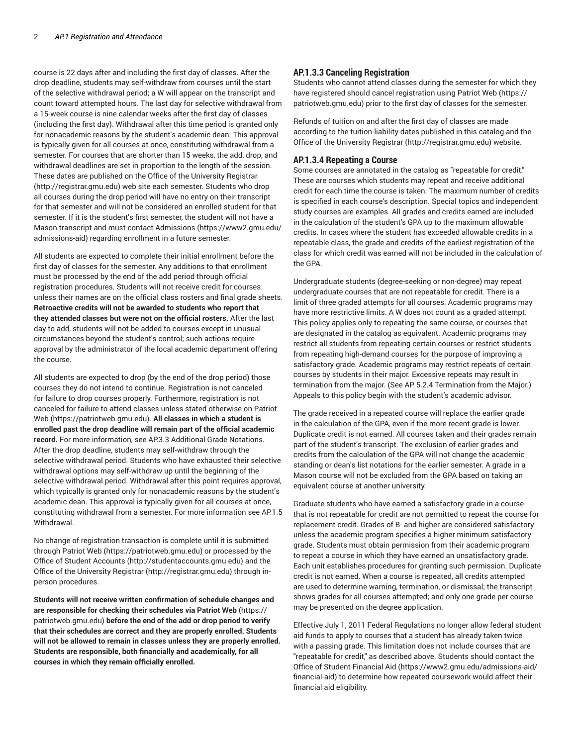course is 22 days after and including the first day of classes. After the drop deadline, students may self-withdraw from courses until the start of the selective withdrawal period; a W will appear on the transcript and count toward attempted hours. The last day for selective withdrawal from a 15-week course is nine calendar weeks after the first day of classes (including the first day). Withdrawal after this time period is granted only for nonacademic reasons by the student's academic dean. This approval is typically given for all courses at once, constituting withdrawal from a semester. For courses that are shorter than 15 weeks, the add, drop, and withdrawal deadlines are set in proportion to the length of the session. These dates are published on the Office of the University Registrar (http://registrar.gmu.edu) web site each semester. Students who drop all courses during the drop period will have no entry on their transcript for that semester and will not be considered an enrolled student for that semester. If it is the student's first semester, the student will not have a Mason transcript and must contact Admissions (https://www2.gmu.edu/admissions-aid) regarding enrollment in a future semester.

All students are expected to complete their initial enrollment before the first day of classes for the semester. Any additions to that enrollment must be processed by the end of the add period through official registration procedures. Students will not receive credit for courses unless their names are on the official class rosters and final grade sheets. **Retroactive credits will not be awarded to students who report that they attended classes but were not on the official rosters.** After the last day to add, students will not be added to courses except in unusual circumstances beyond the student's control; such actions require approval by the administrator of the local academic department offering the course.

All students are expected to drop (by the end of the drop period) those courses they do not intend to continue. Registration is not canceled for failure to drop courses properly. Furthermore, registration is not canceled for failure to attend classes unless stated otherwise on Patriot Web (https://patriotweb.gmu.edu). **All classes in which a student is enrolled past the drop deadline will remain part of the official academic record.** For more information, see AP.3.3 Additional Grade Notations. After the drop deadline, students may self-withdraw through the selective withdrawal period. Students who have exhausted their selective withdrawal options may self-withdraw up until the beginning of the selective withdrawal period. Withdrawal after this point requires approval, which typically is granted only for nonacademic reasons by the student's academic dean. This approval is typically given for all courses at once, constituting withdrawal from a semester. For more information see AP.1.5 Withdrawal.

No change of registration transaction is complete until it is submitted through Patriot Web (https://patriotweb.gmu.edu) or processed by the Office of Student Accounts (http://studentaccounts.gmu.edu) and the Office of the University Registrar (http://registrar.gmu.edu) through in-person procedures.

**Students will not receive written confirmation of schedule changes and are responsible for checking their schedules via Patriot Web** (https://patriotweb.gmu.edu) **before the end of the add or drop period to verify that their schedules are correct and they are properly enrolled. Students will not be allowed to remain in classes unless they are properly enrolled. Students are responsible, both financially and academically, for all courses in which they remain officially enrolled.**

### AP.1.3.3 Canceling Registration

Students who cannot attend classes during the semester for which they have registered should cancel registration using Patriot Web (https://patriotweb.gmu.edu) prior to the first day of classes for the semester.

Refunds of tuition on and after the first day of classes are made according to the tuition-liability dates published in this catalog and the Office of the University Registrar (http://registrar.gmu.edu) website.

### AP.1.3.4 Repeating a Course

Some courses are annotated in the catalog as "repeatable for credit." These are courses which students may repeat and receive additional credit for each time the course is taken. The maximum number of credits is specified in each course's description. Special topics and independent study courses are examples. All grades and credits earned are included in the calculation of the student's GPA up to the maximum allowable credits. In cases where the student has exceeded allowable credits in a repeatable class, the grade and credits of the earliest registration of the class for which credit was earned will not be included in the calculation of the GPA.

Undergraduate students (degree-seeking or non-degree) may repeat undergraduate courses that are not repeatable for credit. There is a limit of three graded attempts for all courses. Academic programs may have more restrictive limits. A W does not count as a graded attempt. This policy applies only to repeating the same course, or courses that are designated in the catalog as equivalent. Academic programs may restrict all students from repeating certain courses or restrict students from repeating high-demand courses for the purpose of improving a satisfactory grade. Academic programs may restrict repeats of certain courses by students in their major. Excessive repeats may result in termination from the major. (See AP 5.2.4 Termination from the Major.) Appeals to this policy begin with the student's academic advisor.

The grade received in a repeated course will replace the earlier grade in the calculation of the GPA, even if the more recent grade is lower. Duplicate credit is not earned. All courses taken and their grades remain part of the student's transcript. The exclusion of earlier grades and credits from the calculation of the GPA will not change the academic standing or dean's list notations for the earlier semester. A grade in a Mason course will not be excluded from the GPA based on taking an equivalent course at another university.

Graduate students who have earned a satisfactory grade in a course that is not repeatable for credit are not permitted to repeat the course for replacement credit. Grades of B- and higher are considered satisfactory unless the academic program specifies a higher minimum satisfactory grade. Students must obtain permission from their academic program to repeat a course in which they have earned an unsatisfactory grade. Each unit establishes procedures for granting such permission. Duplicate credit is not earned. When a course is repeated, all credits attempted are used to determine warning, termination, or dismissal; the transcript shows grades for all courses attempted; and only one grade per course may be presented on the degree application.

Effective July 1, 2011 Federal Regulations no longer allow federal student aid funds to apply to courses that a student has already taken twice with a passing grade. This limitation does not include courses that are "repeatable for credit," as described above. Students should contact the Office of Student Financial Aid (https://www2.gmu.edu/admissions-aid/financial-aid) to determine how repeated coursework would affect their financial aid eligibility.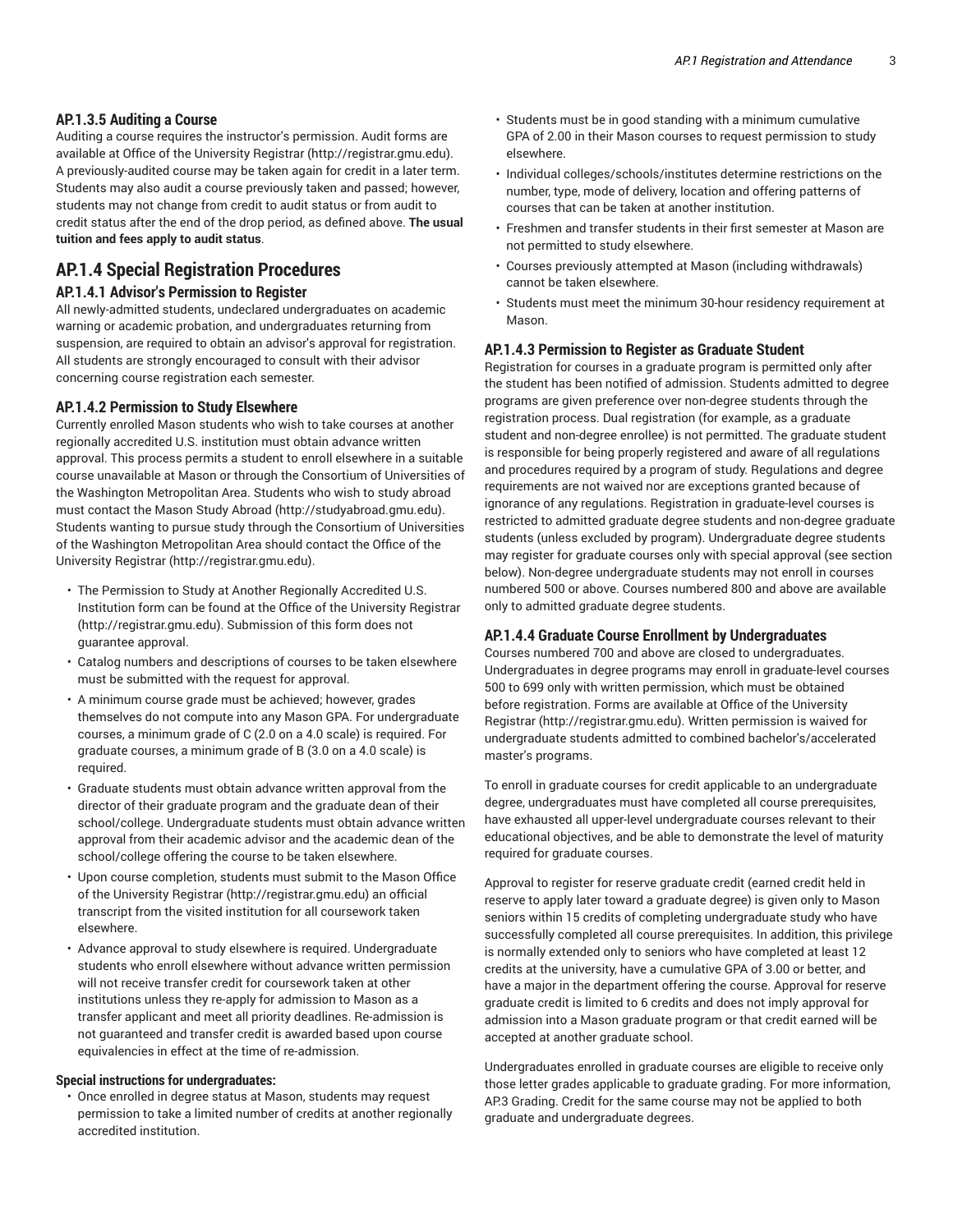### AP.1.3.5 Auditing a Course

Auditing a course requires the instructor's permission. Audit forms are available at Office of the University Registrar (http://registrar.gmu.edu). A previously-audited course may be taken again for credit in a later term. Students may also audit a course previously taken and passed; however, students may not change from credit to audit status or from audit to credit status after the end of the drop period, as defined above. **The usual tuition and fees apply to audit status**.

## AP.1.4 Special Registration Procedures

### AP.1.4.1 Advisor's Permission to Register

All newly-admitted students, undeclared undergraduates on academic warning or academic probation, and undergraduates returning from suspension, are required to obtain an advisor's approval for registration. All students are strongly encouraged to consult with their advisor concerning course registration each semester.

### AP.1.4.2 Permission to Study Elsewhere

Currently enrolled Mason students who wish to take courses at another regionally accredited U.S. institution must obtain advance written approval. This process permits a student to enroll elsewhere in a suitable course unavailable at Mason or through the Consortium of Universities of the Washington Metropolitan Area. Students who wish to study abroad must contact the Mason Study Abroad (http://studyabroad.gmu.edu). Students wanting to pursue study through the Consortium of Universities of the Washington Metropolitan Area should contact the Office of the University Registrar (http://registrar.gmu.edu).

- The Permission to Study at Another Regionally Accredited U.S. Institution form can be found at the Office of the University Registrar (http://registrar.gmu.edu). Submission of this form does not guarantee approval.
- Catalog numbers and descriptions of courses to be taken elsewhere must be submitted with the request for approval.
- A minimum course grade must be achieved; however, grades themselves do not compute into any Mason GPA. For undergraduate courses, a minimum grade of C (2.0 on a 4.0 scale) is required. For graduate courses, a minimum grade of B (3.0 on a 4.0 scale) is required.
- Graduate students must obtain advance written approval from the director of their graduate program and the graduate dean of their school/college. Undergraduate students must obtain advance written approval from their academic advisor and the academic dean of the school/college offering the course to be taken elsewhere.
- Upon course completion, students must submit to the Mason Office of the University Registrar (http://registrar.gmu.edu) an official transcript from the visited institution for all coursework taken elsewhere.
- Advance approval to study elsewhere is required. Undergraduate students who enroll elsewhere without advance written permission will not receive transfer credit for coursework taken at other institutions unless they re-apply for admission to Mason as a transfer applicant and meet all priority deadlines. Re-admission is not guaranteed and transfer credit is awarded based upon course equivalencies in effect at the time of re-admission.

**Special instructions for undergraduates:**

- Once enrolled in degree status at Mason, students may request permission to take a limited number of credits at another regionally accredited institution.
- Students must be in good standing with a minimum cumulative GPA of 2.00 in their Mason courses to request permission to study elsewhere.
- Individual colleges/schools/institutes determine restrictions on the number, type, mode of delivery, location and offering patterns of courses that can be taken at another institution.
- Freshmen and transfer students in their first semester at Mason are not permitted to study elsewhere.
- Courses previously attempted at Mason (including withdrawals) cannot be taken elsewhere.
- Students must meet the minimum 30-hour residency requirement at Mason.

### AP.1.4.3 Permission to Register as Graduate Student

Registration for courses in a graduate program is permitted only after the student has been notified of admission. Students admitted to degree programs are given preference over non-degree students through the registration process. Dual registration (for example, as a graduate student and non-degree enrollee) is not permitted. The graduate student is responsible for being properly registered and aware of all regulations and procedures required by a program of study. Regulations and degree requirements are not waived nor are exceptions granted because of ignorance of any regulations. Registration in graduate-level courses is restricted to admitted graduate degree students and non-degree graduate students (unless excluded by program). Undergraduate degree students may register for graduate courses only with special approval (see section below). Non-degree undergraduate students may not enroll in courses numbered 500 or above. Courses numbered 800 and above are available only to admitted graduate degree students.

### AP.1.4.4 Graduate Course Enrollment by Undergraduates

Courses numbered 700 and above are closed to undergraduates. Undergraduates in degree programs may enroll in graduate-level courses 500 to 699 only with written permission, which must be obtained before registration. Forms are available at Office of the University Registrar (http://registrar.gmu.edu). Written permission is waived for undergraduate students admitted to combined bachelor's/accelerated master's programs.

To enroll in graduate courses for credit applicable to an undergraduate degree, undergraduates must have completed all course prerequisites, have exhausted all upper-level undergraduate courses relevant to their educational objectives, and be able to demonstrate the level of maturity required for graduate courses.

Approval to register for reserve graduate credit (earned credit held in reserve to apply later toward a graduate degree) is given only to Mason seniors within 15 credits of completing undergraduate study who have successfully completed all course prerequisites. In addition, this privilege is normally extended only to seniors who have completed at least 12 credits at the university, have a cumulative GPA of 3.00 or better, and have a major in the department offering the course. Approval for reserve graduate credit is limited to 6 credits and does not imply approval for admission into a Mason graduate program or that credit earned will be accepted at another graduate school.

Undergraduates enrolled in graduate courses are eligible to receive only those letter grades applicable to graduate grading. For more information, AP.3 Grading. Credit for the same course may not be applied to both graduate and undergraduate degrees.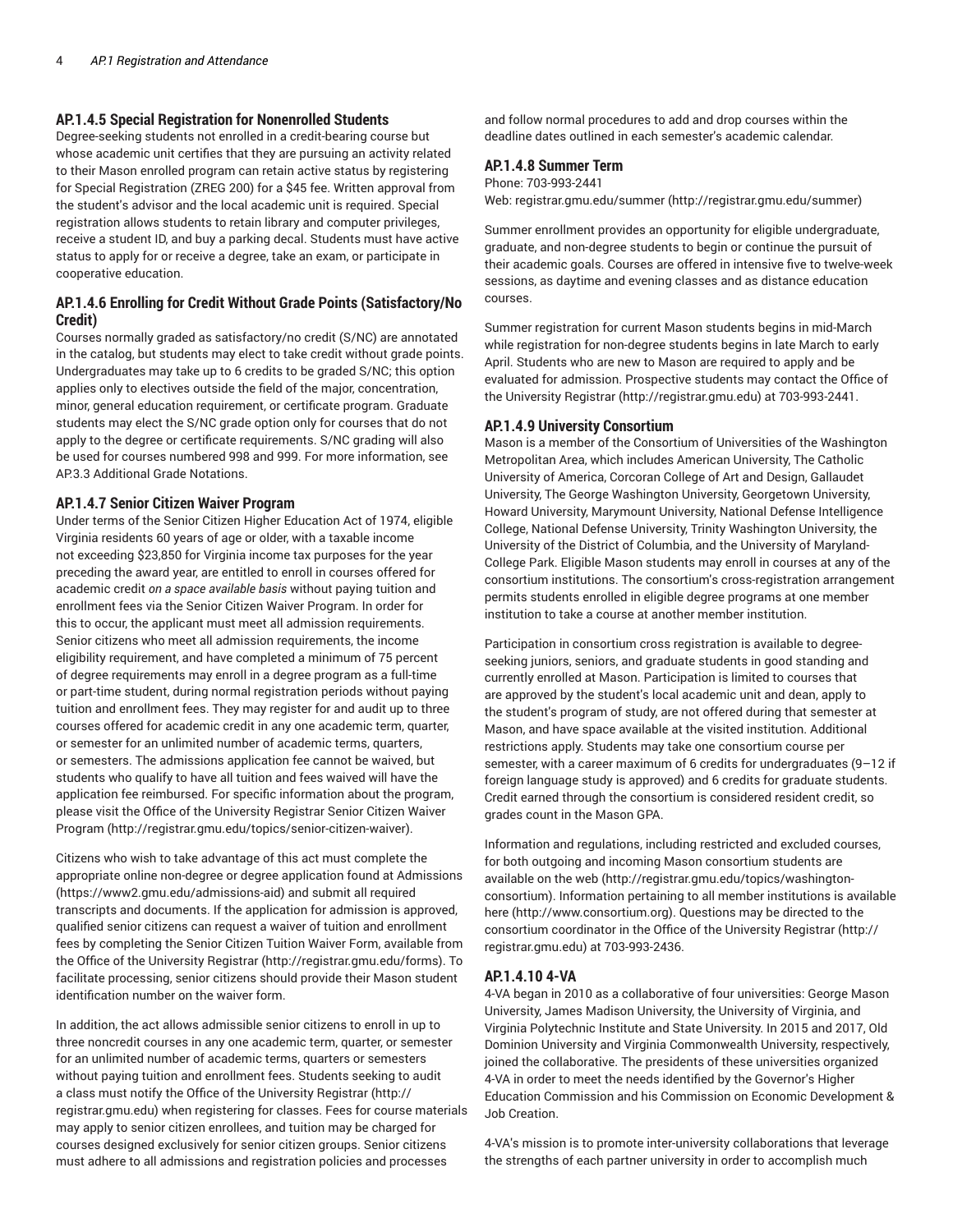### AP.1.4.5 Special Registration for Nonenrolled Students

Degree-seeking students not enrolled in a credit-bearing course but whose academic unit certifies that they are pursuing an activity related to their Mason enrolled program can retain active status by registering for Special Registration (ZREG 200) for a $45 fee. Written approval from the student's advisor and the local academic unit is required. Special registration allows students to retain library and computer privileges, receive a student ID, and buy a parking decal. Students must have active status to apply for or receive a degree, take an exam, or participate in cooperative education.

### AP.1.4.6 Enrolling for Credit Without Grade Points (Satisfactory/No Credit)

Courses normally graded as satisfactory/no credit (S/NC) are annotated in the catalog, but students may elect to take credit without grade points. Undergraduates may take up to 6 credits to be graded S/NC; this option applies only to electives outside the field of the major, concentration, minor, general education requirement, or certificate program. Graduate students may elect the S/NC grade option only for courses that do not apply to the degree or certificate requirements. S/NC grading will also be used for courses numbered 998 and 999. For more information, see AP.3.3 Additional Grade Notations.

### AP.1.4.7 Senior Citizen Waiver Program

Under terms of the Senior Citizen Higher Education Act of 1974, eligible Virginia residents 60 years of age or older, with a taxable income not exceeding $23,850 for Virginia income tax purposes for the year preceding the award year, are entitled to enroll in courses offered for academic credit *on a space available basis* without paying tuition and enrollment fees via the Senior Citizen Waiver Program. In order for this to occur, the applicant must meet all admission requirements. Senior citizens who meet all admission requirements, the income eligibility requirement, and have completed a minimum of 75 percent of degree requirements may enroll in a degree program as a full-time or part-time student, during normal registration periods without paying tuition and enrollment fees. They may register for and audit up to three courses offered for academic credit in any one academic term, quarter, or semester for an unlimited number of academic terms, quarters, or semesters. The admissions application fee cannot be waived, but students who qualify to have all tuition and fees waived will have the application fee reimbursed. For specific information about the program, please visit the Office of the University Registrar Senior Citizen Waiver Program (http://registrar.gmu.edu/topics/senior-citizen-waiver).

Citizens who wish to take advantage of this act must complete the appropriate online non-degree or degree application found at Admissions (https://www2.gmu.edu/admissions-aid) and submit all required transcripts and documents. If the application for admission is approved, qualified senior citizens can request a waiver of tuition and enrollment fees by completing the Senior Citizen Tuition Waiver Form, available from the Office of the University Registrar (http://registrar.gmu.edu/forms). To facilitate processing, senior citizens should provide their Mason student identification number on the waiver form.

In addition, the act allows admissible senior citizens to enroll in up to three noncredit courses in any one academic term, quarter, or semester for an unlimited number of academic terms, quarters or semesters without paying tuition and enrollment fees. Students seeking to audit a class must notify the Office of the University Registrar (http://registrar.gmu.edu) when registering for classes. Fees for course materials may apply to senior citizen enrollees, and tuition may be charged for courses designed exclusively for senior citizen groups. Senior citizens must adhere to all admissions and registration policies and processes and follow normal procedures to add and drop courses within the deadline dates outlined in each semester's academic calendar.

### AP.1.4.8 Summer Term

Phone: 703-993-2441
Web: registrar.gmu.edu/summer (http://registrar.gmu.edu/summer)

Summer enrollment provides an opportunity for eligible undergraduate, graduate, and non-degree students to begin or continue the pursuit of their academic goals. Courses are offered in intensive five to twelve-week sessions, as daytime and evening classes and as distance education courses.

Summer registration for current Mason students begins in mid-March while registration for non-degree students begins in late March to early April. Students who are new to Mason are required to apply and be evaluated for admission. Prospective students may contact the Office of the University Registrar (http://registrar.gmu.edu) at 703-993-2441.

### AP.1.4.9 University Consortium

Mason is a member of the Consortium of Universities of the Washington Metropolitan Area, which includes American University, The Catholic University of America, Corcoran College of Art and Design, Gallaudet University, The George Washington University, Georgetown University, Howard University, Marymount University, National Defense Intelligence College, National Defense University, Trinity Washington University, the University of the District of Columbia, and the University of Maryland-College Park. Eligible Mason students may enroll in courses at any of the consortium institutions. The consortium's cross-registration arrangement permits students enrolled in eligible degree programs at one member institution to take a course at another member institution.

Participation in consortium cross registration is available to degree-seeking juniors, seniors, and graduate students in good standing and currently enrolled at Mason. Participation is limited to courses that are approved by the student's local academic unit and dean, apply to the student's program of study, are not offered during that semester at Mason, and have space available at the visited institution. Additional restrictions apply. Students may take one consortium course per semester, with a career maximum of 6 credits for undergraduates (9–12 if foreign language study is approved) and 6 credits for graduate students. Credit earned through the consortium is considered resident credit, so grades count in the Mason GPA.

Information and regulations, including restricted and excluded courses, for both outgoing and incoming Mason consortium students are available on the web (http://registrar.gmu.edu/topics/washington-consortium). Information pertaining to all member institutions is available here (http://www.consortium.org). Questions may be directed to the consortium coordinator in the Office of the University Registrar (http://registrar.gmu.edu) at 703-993-2436.

### AP.1.4.10 4-VA

4-VA began in 2010 as a collaborative of four universities: George Mason University, James Madison University, the University of Virginia, and Virginia Polytechnic Institute and State University. In 2015 and 2017, Old Dominion University and Virginia Commonwealth University, respectively, joined the collaborative. The presidents of these universities organized 4-VA in order to meet the needs identified by the Governor's Higher Education Commission and his Commission on Economic Development & Job Creation.

4-VA's mission is to promote inter-university collaborations that leverage the strengths of each partner university in order to accomplish much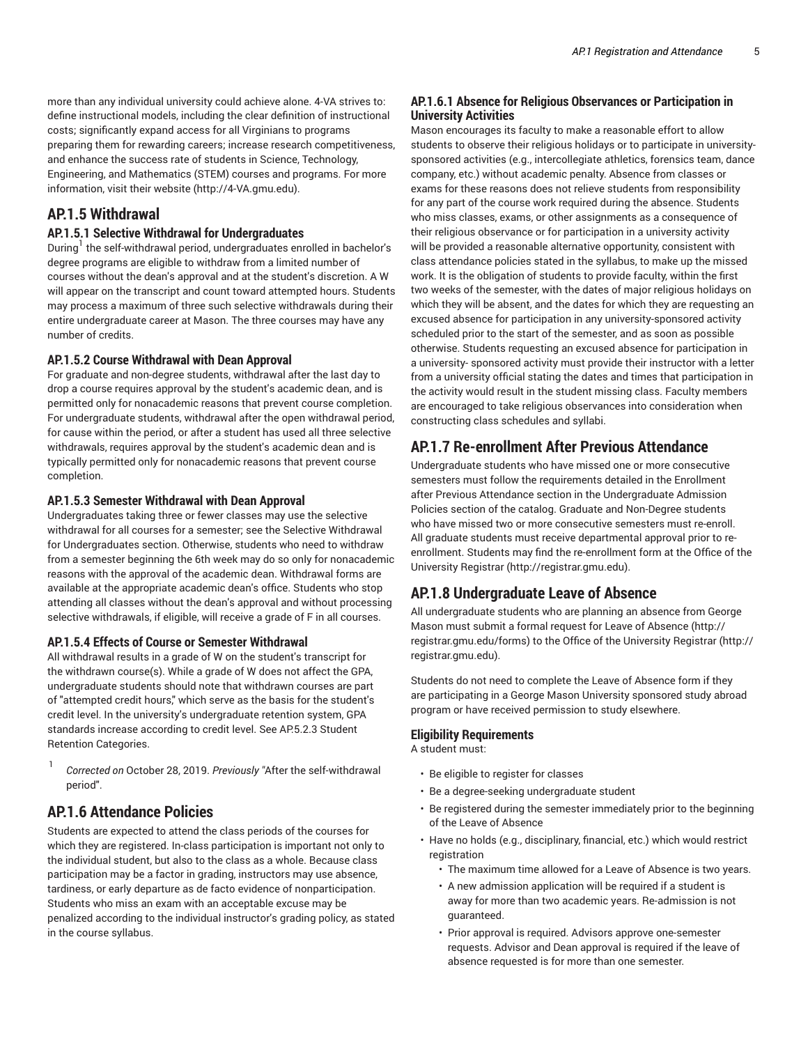more than any individual university could achieve alone. 4-VA strives to: define instructional models, including the clear definition of instructional costs; significantly expand access for all Virginians to programs preparing them for rewarding careers; increase research competitiveness, and enhance the success rate of students in Science, Technology, Engineering, and Mathematics (STEM) courses and programs. For more information, visit their website (http://4-VA.gmu.edu).

## AP.1.5 Withdrawal

### AP.1.5.1 Selective Withdrawal for Undergraduates

During[1] the self-withdrawal period, undergraduates enrolled in bachelor's degree programs are eligible to withdraw from a limited number of courses without the dean's approval and at the student's discretion. A W will appear on the transcript and count toward attempted hours. Students may process a maximum of three such selective withdrawals during their entire undergraduate career at Mason. The three courses may have any number of credits.

### AP.1.5.2 Course Withdrawal with Dean Approval

For graduate and non-degree students, withdrawal after the last day to drop a course requires approval by the student's academic dean, and is permitted only for nonacademic reasons that prevent course completion. For undergraduate students, withdrawal after the open withdrawal period, for cause within the period, or after a student has used all three selective withdrawals, requires approval by the student's academic dean and is typically permitted only for nonacademic reasons that prevent course completion.

### AP.1.5.3 Semester Withdrawal with Dean Approval

Undergraduates taking three or fewer classes may use the selective withdrawal for all courses for a semester; see the Selective Withdrawal for Undergraduates section. Otherwise, students who need to withdraw from a semester beginning the 6th week may do so only for nonacademic reasons with the approval of the academic dean. Withdrawal forms are available at the appropriate academic dean's office. Students who stop attending all classes without the dean's approval and without processing selective withdrawals, if eligible, will receive a grade of F in all courses.

### AP.1.5.4 Effects of Course or Semester Withdrawal

All withdrawal results in a grade of W on the student's transcript for the withdrawn course(s). While a grade of W does not affect the GPA, undergraduate students should note that withdrawn courses are part of "attempted credit hours," which serve as the basis for the student's credit level. In the university's undergraduate retention system, GPA standards increase according to credit level. See AP.5.2.3 Student Retention Categories.

[1] *Corrected on* October 28, 2019. *Previously* "After the self-withdrawal period".

## AP.1.6 Attendance Policies

Students are expected to attend the class periods of the courses for which they are registered. In-class participation is important not only to the individual student, but also to the class as a whole. Because class participation may be a factor in grading, instructors may use absence, tardiness, or early departure as de facto evidence of nonparticipation. Students who miss an exam with an acceptable excuse may be penalized according to the individual instructor's grading policy, as stated in the course syllabus.

### AP.1.6.1 Absence for Religious Observances or Participation in University Activities

Mason encourages its faculty to make a reasonable effort to allow students to observe their religious holidays or to participate in university-sponsored activities (e.g., intercollegiate athletics, forensics team, dance company, etc.) without academic penalty. Absence from classes or exams for these reasons does not relieve students from responsibility for any part of the course work required during the absence. Students who miss classes, exams, or other assignments as a consequence of their religious observance or for participation in a university activity will be provided a reasonable alternative opportunity, consistent with class attendance policies stated in the syllabus, to make up the missed work. It is the obligation of students to provide faculty, within the first two weeks of the semester, with the dates of major religious holidays on which they will be absent, and the dates for which they are requesting an excused absence for participation in any university-sponsored activity scheduled prior to the start of the semester, and as soon as possible otherwise. Students requesting an excused absence for participation in a university- sponsored activity must provide their instructor with a letter from a university official stating the dates and times that participation in the activity would result in the student missing class. Faculty members are encouraged to take religious observances into consideration when constructing class schedules and syllabi.

## AP.1.7 Re-enrollment After Previous Attendance

Undergraduate students who have missed one or more consecutive semesters must follow the requirements detailed in the Enrollment after Previous Attendance section in the Undergraduate Admission Policies section of the catalog. Graduate and Non-Degree students who have missed two or more consecutive semesters must re-enroll. All graduate students must receive departmental approval prior to re-enrollment. Students may find the re-enrollment form at the Office of the University Registrar (http://registrar.gmu.edu).

## AP.1.8 Undergraduate Leave of Absence

All undergraduate students who are planning an absence from George Mason must submit a formal request for Leave of Absence (http://registrar.gmu.edu/forms) to the Office of the University Registrar (http://registrar.gmu.edu).

Students do not need to complete the Leave of Absence form if they are participating in a George Mason University sponsored study abroad program or have received permission to study elsewhere.

### Eligibility Requirements

A student must:

- Be eligible to register for classes
- Be a degree-seeking undergraduate student
- Be registered during the semester immediately prior to the beginning of the Leave of Absence
- Have no holds (e.g., disciplinary, financial, etc.) which would restrict registration
  - The maximum time allowed for a Leave of Absence is two years.
  - A new admission application will be required if a student is away for more than two academic years. Re-admission is not guaranteed.
  - Prior approval is required. Advisors approve one-semester requests. Advisor and Dean approval is required if the leave of absence requested is for more than one semester.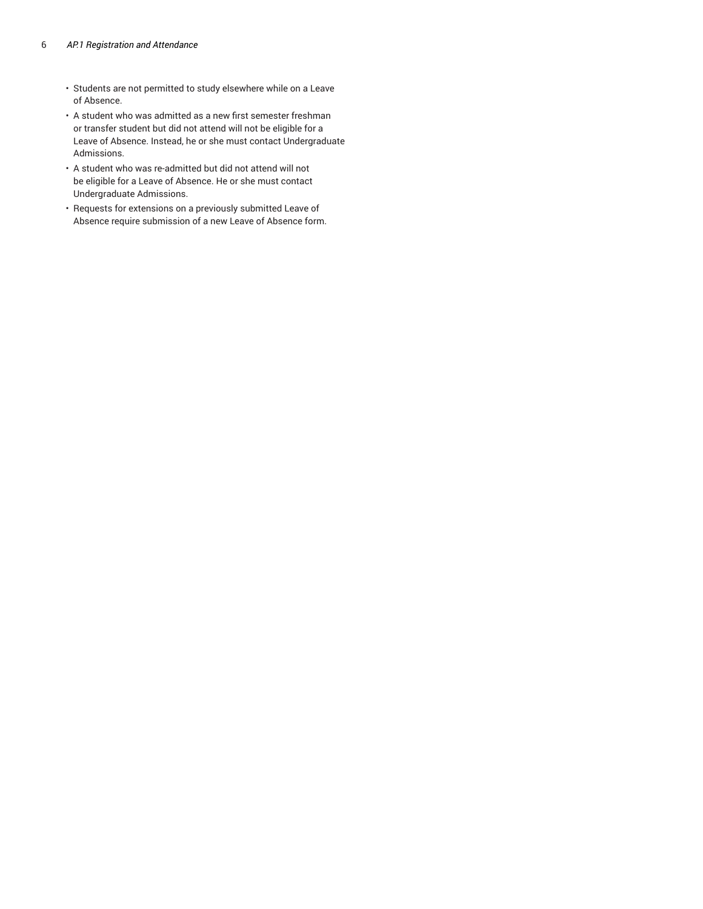- Students are not permitted to study elsewhere while on a Leave of Absence.
- A student who was admitted as a new first semester freshman or transfer student but did not attend will not be eligible for a Leave of Absence. Instead, he or she must contact Undergraduate Admissions.
- A student who was re-admitted but did not attend will not be eligible for a Leave of Absence. He or she must contact Undergraduate Admissions.
- Requests for extensions on a previously submitted Leave of Absence require submission of a new Leave of Absence form.